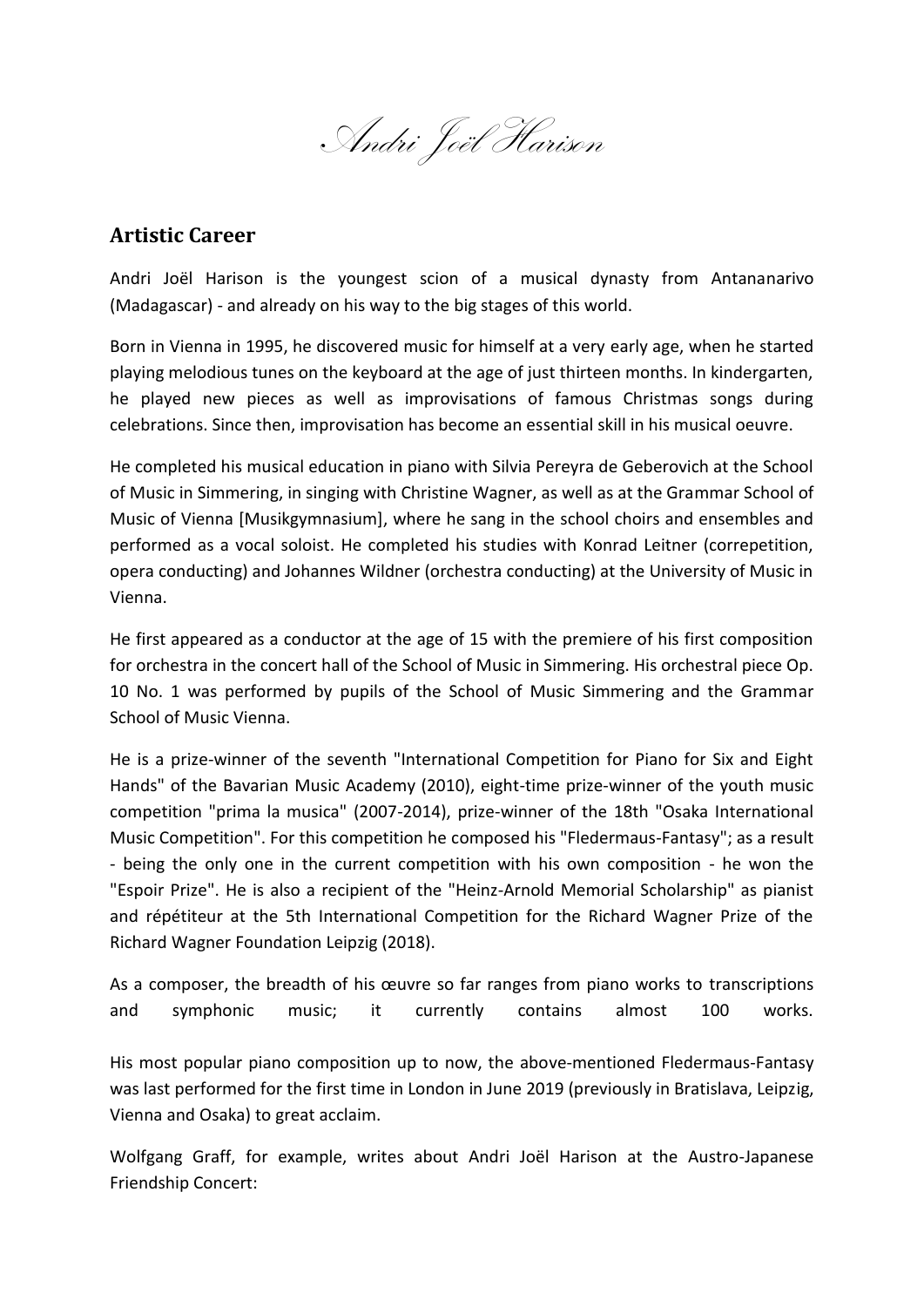# Andri Joël Harison

## Artistic Career

Andri Joël Harison is the youngest scion of a musical dynasty from Antananarivo (Madagascar) - and already on his way to the big stages of this world.

Born in Vienna in 1995, he discovered music for himself at a very early age, when he started playing melodious tunes on the keyboard at the age of just thirteen months. In kindergarten, he played new pieces as well as improvisations of famous Christmas songs during celebrations. Since then, improvisation has become an essential skill in his musical oeuvre.

He completed his musical education in piano with Silvia Pereyra de Geberovich at the School of Music in Simmering, in singing with Christine Wagner, as well as at the Grammar School of Music of Vienna [Musikgymnasium], where he sang in the school choirs and ensembles and performed as a vocal soloist. He completed his studies with Konrad Leitner (correpetition, opera conducting) and Johannes Wildner (orchestra conducting) at the University of Music in Vienna.

He first appeared as a conductor at the age of 15 with the premiere of his first composition for orchestra in the concert hall of the School of Music in Simmering. His orchestral piece Op. 10 No. 1 was performed by pupils of the School of Music Simmering and the Grammar School of Music Vienna.

He is a prize-winner of the seventh "International Competition for Piano for Six and Eight Hands" of the Bavarian Music Academy (2010), eight-time prize-winner of the youth music competition "prima la musica" (2007-2014), prize-winner of the 18th "Osaka International Music Competition". For this competition he composed his "Fledermaus-Fantasy"; as a result - being the only one in the current competition with his own composition - he won the "Espoir Prize". He is also a recipient of the "Heinz-Arnold Memorial Scholarship" as pianist and répétiteur at the 5th International Competition for the Richard Wagner Prize of the Richard Wagner Foundation Leipzig (2018).

As a composer, the breadth of his œuvre so far ranges from piano works to transcriptions and symphonic music; it currently contains almost 100 works.

His most popular piano composition up to now, the above-mentioned Fledermaus-Fantasy was last performed for the first time in London in June 2019 (previously in Bratislava, Leipzig, Vienna and Osaka) to great acclaim.

Wolfgang Graff, for example, writes about Andri Joël Harison at the Austro-Japanese Friendship Concert: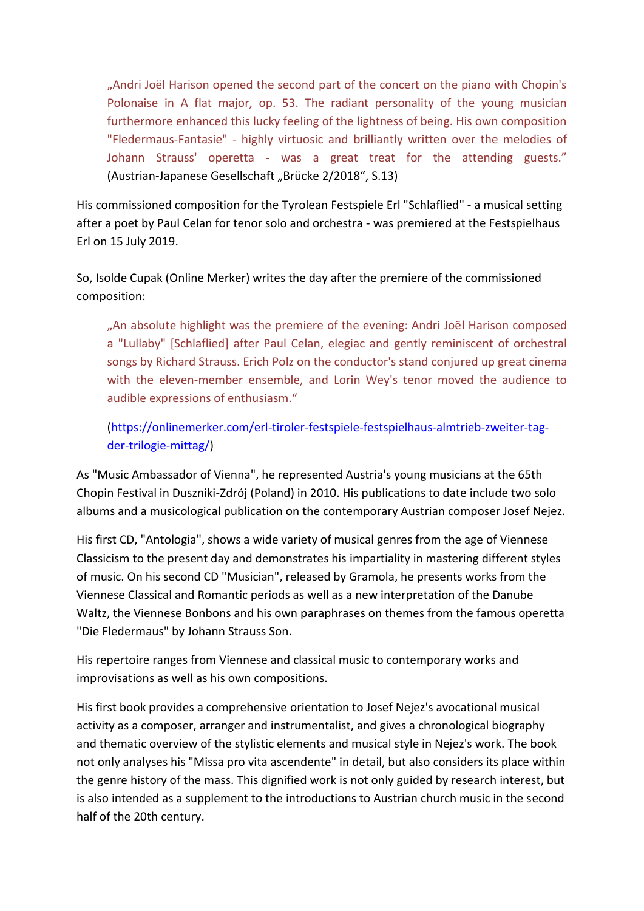> „Andri Joël Harison opened the second part of the concert on the piano with Chopin's Polonaise in A flat major, op. 53. The radiant personality of the young musician furthermore enhanced this lucky feeling of the lightness of being. His own composition "Fledermaus-Fantasie" - highly virtuosic and brilliantly written over the melodies of Johann Strauss' operetta - was a great treat for the attending guests." (Austrian-Japanese Gesellschaft „Brücke 2/2018", S.13)

His commissioned composition for the Tyrolean Festspiele Erl "Schlaflied" - a musical setting after a poet by Paul Celan for tenor solo and orchestra - was premiered at the Festspielhaus Erl on 15 July 2019.

So, Isolde Cupak (Online Merker) writes the day after the premiere of the commissioned composition:

> „An absolute highlight was the premiere of the evening: Andri Joël Harison composed a "Lullaby" [Schlaflied] after Paul Celan, elegiac and gently reminiscent of orchestral songs by Richard Strauss. Erich Polz on the conductor's stand conjured up great cinema with the eleven-member ensemble, and Lorin Wey's tenor moved the audience to audible expressions of enthusiasm."
>
> (https://onlinemerker.com/erl-tiroler-festspiele-festspielhaus-almtrieb-zweiter-tag-der-trilogie-mittag/)

As "Music Ambassador of Vienna", he represented Austria's young musicians at the 65th Chopin Festival in Duszniki-Zdrój (Poland) in 2010. His publications to date include two solo albums and a musicological publication on the contemporary Austrian composer Josef Nejez.

His first CD, "Antologia", shows a wide variety of musical genres from the age of Viennese Classicism to the present day and demonstrates his impartiality in mastering different styles of music. On his second CD "Musician", released by Gramola, he presents works from the Viennese Classical and Romantic periods as well as a new interpretation of the Danube Waltz, the Viennese Bonbons and his own paraphrases on themes from the famous operetta "Die Fledermaus" by Johann Strauss Son.

His repertoire ranges from Viennese and classical music to contemporary works and improvisations as well as his own compositions.

His first book provides a comprehensive orientation to Josef Nejez's avocational musical activity as a composer, arranger and instrumentalist, and gives a chronological biography and thematic overview of the stylistic elements and musical style in Nejez's work. The book not only analyses his "Missa pro vita ascendente" in detail, but also considers its place within the genre history of the mass. This dignified work is not only guided by research interest, but is also intended as a supplement to the introductions to Austrian church music in the second half of the 20th century.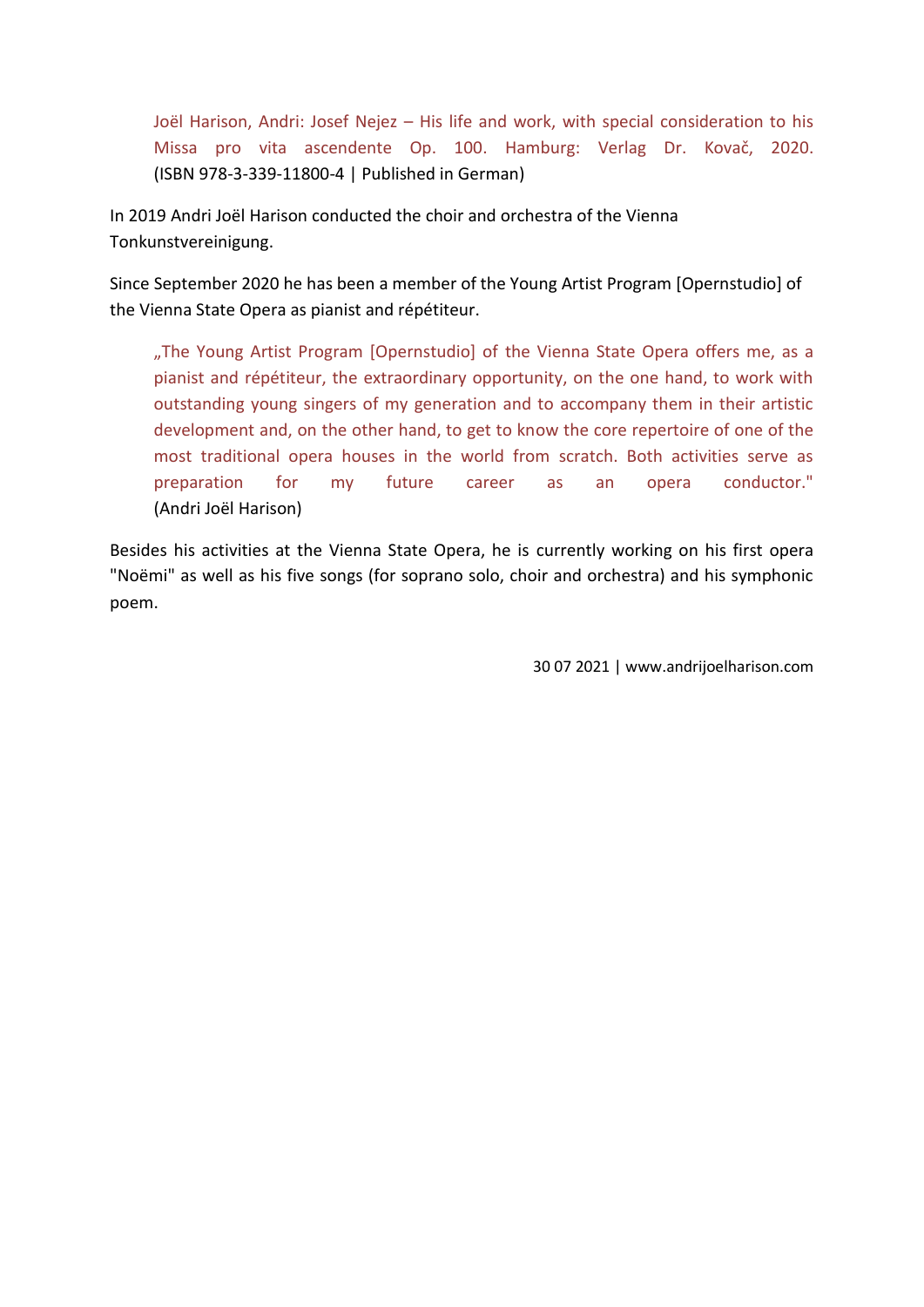> Joël Harison, Andri: Josef Nejez – His life and work, with special consideration to his Missa pro vita ascendente Op. 100. Hamburg: Verlag Dr. Kovač, 2020. (ISBN 978-3-339-11800-4 | Published in German)

In 2019 Andri Joël Harison conducted the choir and orchestra of the Vienna Tonkunstvereinigung.

Since September 2020 he has been a member of the Young Artist Program [Opernstudio] of the Vienna State Opera as pianist and répétiteur.

> „The Young Artist Program [Opernstudio] of the Vienna State Opera offers me, as a pianist and répétiteur, the extraordinary opportunity, on the one hand, to work with outstanding young singers of my generation and to accompany them in their artistic development and, on the other hand, to get to know the core repertoire of one of the most traditional opera houses in the world from scratch. Both activities serve as preparation for my future career as an opera conductor." (Andri Joël Harison)

Besides his activities at the Vienna State Opera, he is currently working on his first opera "Noëmi" as well as his five songs (for soprano solo, choir and orchestra) and his symphonic poem.

30 07 2021 | www.andrijoelharison.com